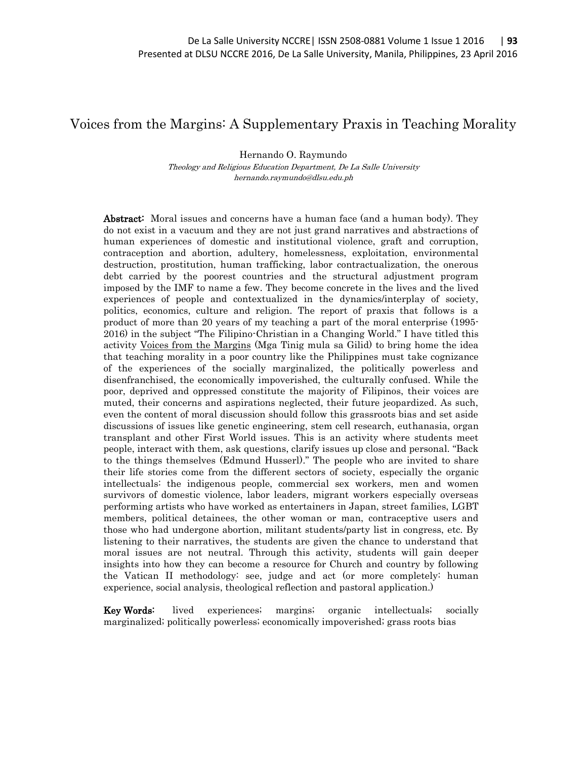# Voices from the Margins: A Supplementary Praxis in Teaching Morality

Hernando O. Raymundo

*Theology and Religious Education Department, De La Salle University*
*hernando.raymundo@dlsu.edu.ph*

**Abstract:** Moral issues and concerns have a human face (and a human body). They do not exist in a vacuum and they are not just grand narratives and abstractions of human experiences of domestic and institutional violence, graft and corruption, contraception and abortion, adultery, homelessness, exploitation, environmental destruction, prostitution, human trafficking, labor contractualization, the onerous debt carried by the poorest countries and the structural adjustment program imposed by the IMF to name a few. They become concrete in the lives and the lived experiences of people and contextualized in the dynamics/interplay of society, politics, economics, culture and religion. The report of praxis that follows is a product of more than 20 years of my teaching a part of the moral enterprise (1995-2016) in the subject "The Filipino-Christian in a Changing World." I have titled this activity <u>Voices from the Margins</u> (Mga Tinig mula sa Gilid) to bring home the idea that teaching morality in a poor country like the Philippines must take cognizance of the experiences of the socially marginalized, the politically powerless and disenfranchised, the economically impoverished, the culturally confused. While the poor, deprived and oppressed constitute the majority of Filipinos, their voices are muted, their concerns and aspirations neglected, their future jeopardized. As such, even the content of moral discussion should follow this grassroots bias and set aside discussions of issues like genetic engineering, stem cell research, euthanasia, organ transplant and other First World issues. This is an activity where students meet people, interact with them, ask questions, clarify issues up close and personal. "Back to the things themselves (Edmund Husserl)." The people who are invited to share their life stories come from the different sectors of society, especially the organic intellectuals: the indigenous people, commercial sex workers, men and women survivors of domestic violence, labor leaders, migrant workers especially overseas performing artists who have worked as entertainers in Japan, street families, LGBT members, political detainees, the other woman or man, contraceptive users and those who had undergone abortion, militant students/party list in congress, etc. By listening to their narratives, the students are given the chance to understand that moral issues are not neutral. Through this activity, students will gain deeper insights into how they can become a resource for Church and country by following the Vatican II methodology: see, judge and act (or more completely: human experience, social analysis, theological reflection and pastoral application.)

**Key Words:** lived experiences; margins; organic intellectuals; socially marginalized; politically powerless; economically impoverished; grass roots bias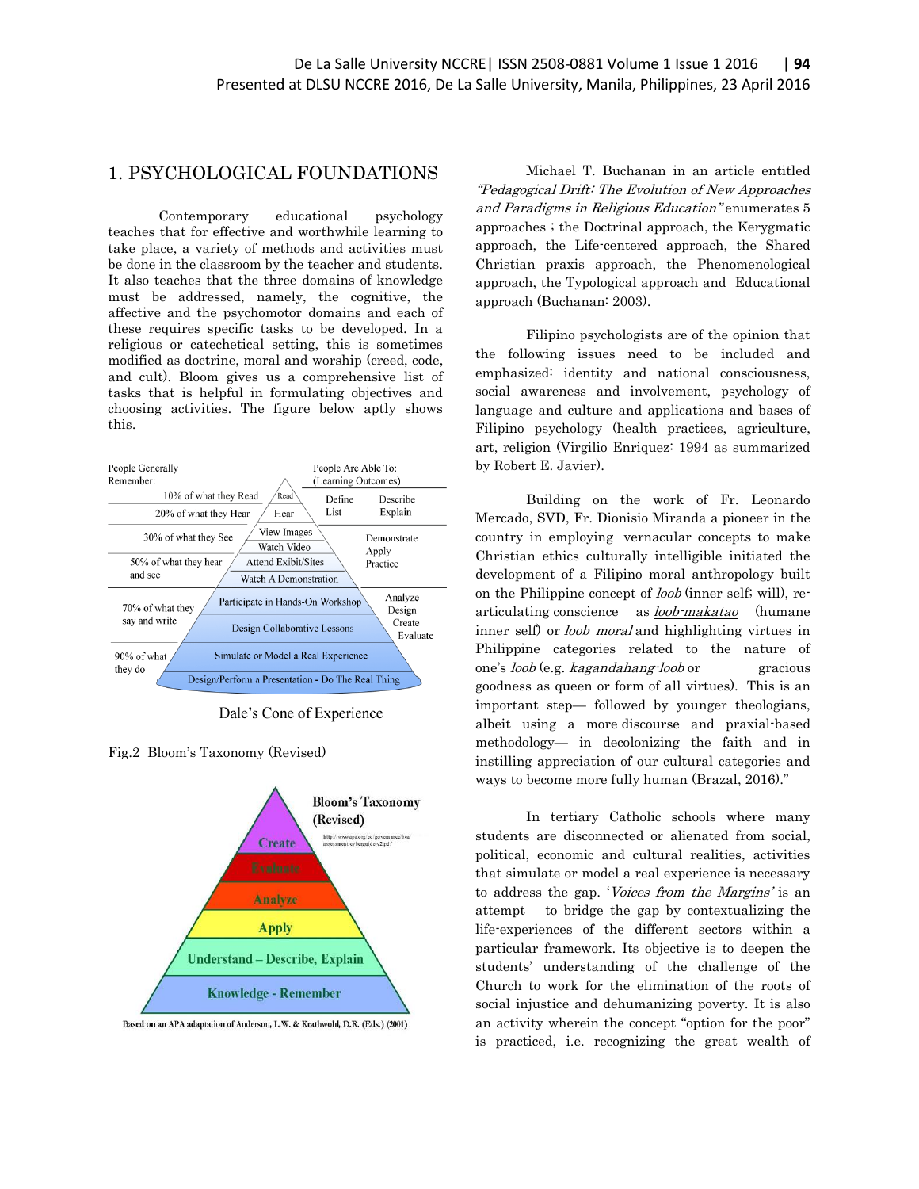# 1. PSYCHOLOGICAL FOUNDATIONS

Contemporary educational psychology teaches that for effective and worthwhile learning to take place, a variety of methods and activities must be done in the classroom by the teacher and students. It also teaches that the three domains of knowledge must be addressed, namely, the cognitive, the affective and the psychomotor domains and each of these requires specific tasks to be developed. In a religious or catechetical setting, this is sometimes modified as doctrine, moral and worship (creed, code, and cult). Bloom gives us a comprehensive list of tasks that is helpful in formulating objectives and choosing activities. The figure below aptly shows this.

| People Generally Remember: | | People Are Able To: (Learning Outcomes) |
|---|---|---|
| 10% of what they Read | Read | Define, List, Describe, Explain |
| 20% of what they Hear | Hear | |
| 30% of what they See | View Images; Watch Video | Demonstrate, Apply, Practice |
| 50% of what they hear and see | Attend Exibit/Sites; Watch A Demonstration | |
| 70% of what they say and write | Participate in Hands-On Workshop; Design Collaborative Lessons | Analyze, Design, Create, Evaluate |
| 90% of what they do | Simulate or Model a Real Experience; Design/Perform a Presentation - Do The Real Thing | |

Dale's Cone of Experience

Fig.2 Bloom's Taxonomy (Revised)

**Bloom's Taxonomy (Revised)**

- Create
- Evaluate
- Analyze
- Apply
- Understand – Describe, Explain
- Knowledge - Remember

Based on an APA adaptation of Anderson, L.W. & Krathwohl, D.R. (Eds.) (2001)

Michael T. Buchanan in an article entitled *"Pedagogical Drift: The Evolution of New Approaches and Paradigms in Religious Education"* enumerates 5 approaches ; the Doctrinal approach, the Kerygmatic approach, the Life-centered approach, the Shared Christian praxis approach, the Phenomenological approach, the Typological approach and Educational approach (Buchanan: 2003).

Filipino psychologists are of the opinion that the following issues need to be included and emphasized: identity and national consciousness, social awareness and involvement, psychology of language and culture and applications and bases of Filipino psychology (health practices, agriculture, art, religion (Virgilio Enriquez: 1994 as summarized by Robert E. Javier).

Building on the work of Fr. Leonardo Mercado, SVD, Fr. Dionisio Miranda a pioneer in the country in employing vernacular concepts to make Christian ethics culturally intelligible initiated the development of a Filipino moral anthropology built on the Philippine concept of *loob* (inner self; will), re-articulating conscience as *loob-makatao* (humane inner self) or *loob moral* and highlighting virtues in Philippine categories related to the nature of one's *loob* (e.g. *kagandahang-loob* or gracious goodness as queen or form of all virtues). This is an important step— followed by younger theologians, albeit using a more discourse and praxial-based methodology— in decolonizing the faith and in instilling appreciation of our cultural categories and ways to become more fully human (Brazal, 2016)."

In tertiary Catholic schools where many students are disconnected or alienated from social, political, economic and cultural realities, activities that simulate or model a real experience is necessary to address the gap. '*Voices from the Margins*' is an attempt to bridge the gap by contextualizing the life-experiences of the different sectors within a particular framework. Its objective is to deepen the students' understanding of the challenge of the Church to work for the elimination of the roots of social injustice and dehumanizing poverty. It is also an activity wherein the concept "option for the poor" is practiced, i.e. recognizing the great wealth of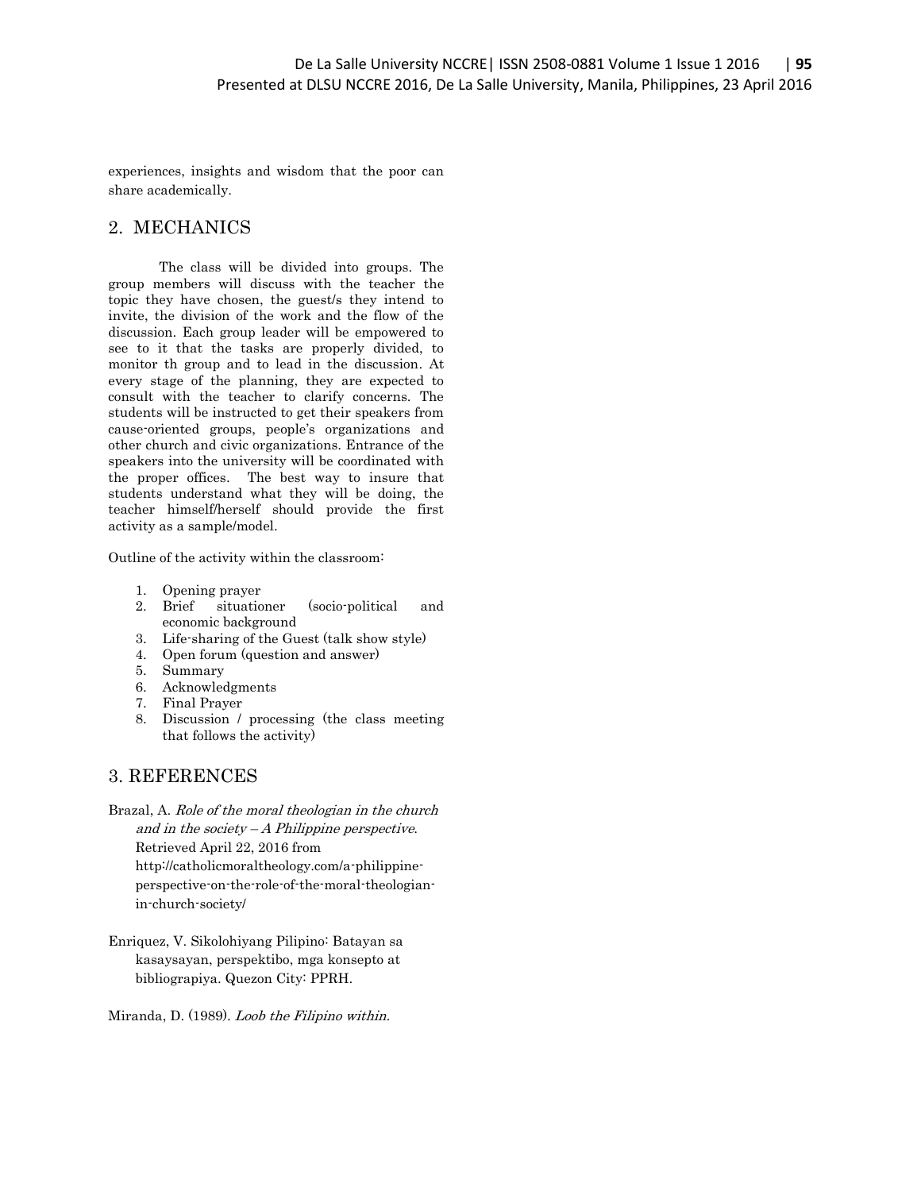experiences, insights and wisdom that the poor can share academically.

## 2. MECHANICS

The class will be divided into groups. The group members will discuss with the teacher the topic they have chosen, the guest/s they intend to invite, the division of the work and the flow of the discussion. Each group leader will be empowered to see to it that the tasks are properly divided, to monitor th group and to lead in the discussion. At every stage of the planning, they are expected to consult with the teacher to clarify concerns. The students will be instructed to get their speakers from cause-oriented groups, people's organizations and other church and civic organizations. Entrance of the speakers into the university will be coordinated with the proper offices. The best way to insure that students understand what they will be doing, the teacher himself/herself should provide the first activity as a sample/model.

Outline of the activity within the classroom:

1. Opening prayer
2. Brief situationer (socio-political and economic background
3. Life-sharing of the Guest (talk show style)
4. Open forum (question and answer)
5. Summary
6. Acknowledgments
7. Final Prayer
8. Discussion / processing (the class meeting that follows the activity)

## 3. REFERENCES

Brazal, A. *Role of the moral theologian in the church and in the society – A Philippine perspective*. Retrieved April 22, 2016 from http://catholicmoraltheology.com/a-philippine-perspective-on-the-role-of-the-moral-theologian-in-church-society/

Enriquez, V. Sikolohiyang Pilipino: Batayan sa kasaysayan, perspektibo, mga konsepto at bibliograpiya. Quezon City: PPRH.

Miranda, D. (1989). *Loob the Filipino within*.